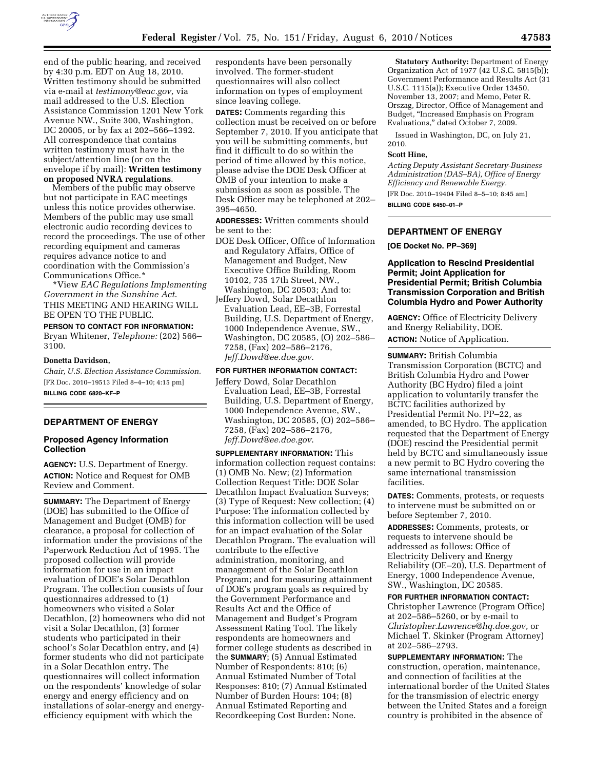end of the public hearing, and received by 4:30 p.m. EDT on Aug 18, 2010. Written testimony should be submitted via e-mail at *testimony@eac.gov*, via mail addressed to the U.S. Election Assistance Commission 1201 New York Avenue NW., Suite 300, Washington, DC 20005, or by fax at 202–566–1392. All correspondence that contains written testimony must have in the subject/attention line (or on the envelope if by mail): **Written testimony on proposed NVRA regulations**.

Members of the public may observe but not participate in EAC meetings unless this notice provides otherwise. Members of the public may use small electronic audio recording devices to record the proceedings. The use of other recording equipment and cameras requires advance notice to and coordination with the Commission's Communications Office.*

*View *EAC Regulations Implementing Government in the Sunshine Act.*

THIS MEETING AND HEARING WILL BE OPEN TO THE PUBLIC.

**PERSON TO CONTACT FOR INFORMATION:** Bryan Whitener, *Telephone:* (202) 566–3100.

**Donetta Davidson,**

*Chair, U.S. Election Assistance Commission.*

[FR Doc. 2010–19513 Filed 8–4–10; 4:15 pm]

**BILLING CODE 6820–KF–P**

## DEPARTMENT OF ENERGY

### Proposed Agency Information Collection

**AGENCY:** U.S. Department of Energy.

**ACTION:** Notice and Request for OMB Review and Comment.

**SUMMARY:** The Department of Energy (DOE) has submitted to the Office of Management and Budget (OMB) for clearance, a proposal for collection of information under the provisions of the Paperwork Reduction Act of 1995. The proposed collection will provide information for use in an impact evaluation of DOE's Solar Decathlon Program. The collection consists of four questionnaires addressed to (1) homeowners who visited a Solar Decathlon, (2) homeowners who did not visit a Solar Decathlon, (3) former students who participated in their school's Solar Decathlon entry, and (4) former students who did not participate in a Solar Decathlon entry. The questionnaires will collect information on the respondents' knowledge of solar energy and energy efficiency and on installations of solar-energy and energy-efficiency equipment with which the respondents have been personally involved. The former-student questionnaires will also collect information on types of employment since leaving college.

**DATES:** Comments regarding this collection must be received on or before September 7, 2010. If you anticipate that you will be submitting comments, but find it difficult to do so within the period of time allowed by this notice, please advise the DOE Desk Officer at OMB of your intention to make a submission as soon as possible. The Desk Officer may be telephoned at 202–395–4650.

**ADDRESSES:** Written comments should be sent to the:

DOE Desk Officer, Office of Information and Regulatory Affairs, Office of Management and Budget, New Executive Office Building, Room 10102, 735 17th Street, NW., Washington, DC 20503; And to:

Jeffery Dowd, Solar Decathlon Evaluation Lead, EE–3B, Forrestal Building, U.S. Department of Energy, 1000 Independence Avenue, SW., Washington, DC 20585, (O) 202–586–7258, (Fax) 202–586–2176, *Jeff.Dowd@ee.doe.gov*.

**FOR FURTHER INFORMATION CONTACT:**

Jeffery Dowd, Solar Decathlon Evaluation Lead, EE–3B, Forrestal Building, U.S. Department of Energy, 1000 Independence Avenue, SW., Washington, DC 20585, (O) 202–586–7258, (Fax) 202–586–2176, *Jeff.Dowd@ee.doe.gov*.

**SUPPLEMENTARY INFORMATION:** This information collection request contains: (1) OMB No. New; (2) Information Collection Request Title: DOE Solar Decathlon Impact Evaluation Surveys; (3) Type of Request: New collection; (4) Purpose: The information collected by this information collection will be used for an impact evaluation of the Solar Decathlon Program. The evaluation will contribute to the effective administration, monitoring, and management of the Solar Decathlon Program; and for measuring attainment of DOE's program goals as required by the Government Performance and Results Act and the Office of Management and Budget's Program Assessment Rating Tool. The likely respondents are homeowners and former college students as described in the **SUMMARY**; (5) Annual Estimated Number of Respondents: 810; (6) Annual Estimated Number of Total Responses: 810; (7) Annual Estimated Number of Burden Hours: 104; (8) Annual Estimated Reporting and Recordkeeping Cost Burden: None.

**Statutory Authority:** Department of Energy Organization Act of 1977 (42 U.S.C. 5815(b)); Government Performance and Results Act (31 U.S.C. 1115(a)); Executive Order 13450, November 13, 2007; and Memo, Peter R. Orszag, Director, Office of Management and Budget, "Increased Emphasis on Program Evaluations," dated October 7, 2009.

Issued in Washington, DC, on July 21, 2010.

**Scott Hine,**

*Acting Deputy Assistant Secretary-Business Administration (DAS–BA), Office of Energy Efficiency and Renewable Energy.*

[FR Doc. 2010–19404 Filed 8–5–10; 8:45 am]

**BILLING CODE 6450–01–P**

## DEPARTMENT OF ENERGY

**[OE Docket No. PP–369]**

### Application to Rescind Presidential Permit; Joint Application for Presidential Permit; British Columbia Transmission Corporation and British Columbia Hydro and Power Authority

**AGENCY:** Office of Electricity Delivery and Energy Reliability, DOE.

**ACTION:** Notice of Application.

**SUMMARY:** British Columbia Transmission Corporation (BCTC) and British Columbia Hydro and Power Authority (BC Hydro) filed a joint application to voluntarily transfer the BCTC facilities authorized by Presidential Permit No. PP–22, as amended, to BC Hydro. The application requested that the Department of Energy (DOE) rescind the Presidential permit held by BCTC and simultaneously issue a new permit to BC Hydro covering the same international transmission facilities.

**DATES:** Comments, protests, or requests to intervene must be submitted on or before September 7, 2010.

**ADDRESSES:** Comments, protests, or requests to intervene should be addressed as follows: Office of Electricity Delivery and Energy Reliability (OE–20), U.S. Department of Energy, 1000 Independence Avenue, SW., Washington, DC 20585.

**FOR FURTHER INFORMATION CONTACT:** Christopher Lawrence (Program Office) at 202–586–5260, or by e-mail to *Christopher.Lawrence@hq.doe.gov,* or Michael T. Skinker (Program Attorney) at 202–586–2793.

**SUPPLEMENTARY INFORMATION:** The construction, operation, maintenance, and connection of facilities at the international border of the United States for the transmission of electric energy between the United States and a foreign country is prohibited in the absence of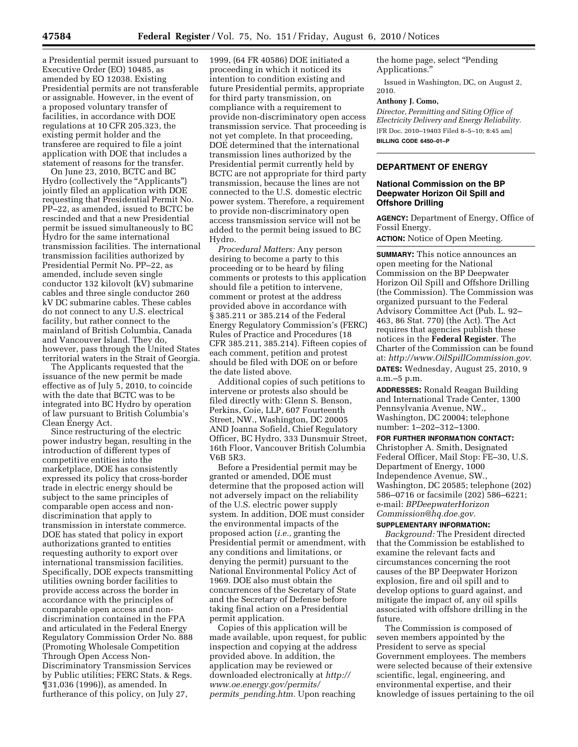a Presidential permit issued pursuant to Executive Order (EO) 10485, as amended by EO 12038. Existing Presidential permits are not transferable or assignable. However, in the event of a proposed voluntary transfer of facilities, in accordance with DOE regulations at 10 CFR 205.323, the existing permit holder and the transferee are required to file a joint application with DOE that includes a statement of reasons for the transfer.

On June 23, 2010, BCTC and BC Hydro (collectively the "Applicants") jointly filed an application with DOE requesting that Presidential Permit No. PP–22, as amended, issued to BCTC be rescinded and that a new Presidential permit be issued simultaneously to BC Hydro for the same international transmission facilities. The international transmission facilities authorized by Presidential Permit No. PP–22, as amended, include seven single conductor 132 kilovolt (kV) submarine cables and three single conductor 260 kV DC submarine cables. These cables do not connect to any U.S. electrical facility, but rather connect to the mainland of British Columbia, Canada and Vancouver Island. They do, however, pass through the United States territorial waters in the Strait of Georgia.

The Applicants requested that the issuance of the new permit be made effective as of July 5, 2010, to coincide with the date that BCTC was to be integrated into BC Hydro by operation of law pursuant to British Columbia's Clean Energy Act.

Since restructuring of the electric power industry began, resulting in the introduction of different types of competitive entities into the marketplace, DOE has consistently expressed its policy that cross-border trade in electric energy should be subject to the same principles of comparable open access and non-discrimination that apply to transmission in interstate commerce. DOE has stated that policy in export authorizations granted to entities requesting authority to export over international transmission facilities. Specifically, DOE expects transmitting utilities owning border facilities to provide access across the border in accordance with the principles of comparable open access and non-discrimination contained in the FPA and articulated in the Federal Energy Regulatory Commission Order No. 888 (Promoting Wholesale Competition Through Open Access Non-Discriminatory Transmission Services by Public utilities; FERC Stats. & Regs. ¶31,036 (1996)), as amended. In furtherance of this policy, on July 27, 1999, (64 FR 40586) DOE initiated a proceeding in which it noticed its intention to condition existing and future Presidential permits, appropriate for third party transmission, on compliance with a requirement to provide non-discriminatory open access transmission service. That proceeding is not yet complete. In that proceeding, DOE determined that the international transmission lines authorized by the Presidential permit currently held by BCTC are not appropriate for third party transmission, because the lines are not connected to the U.S. domestic electric power system. Therefore, a requirement to provide non-discriminatory open access transmission service will not be added to the permit being issued to BC Hydro.

*Procedural Matters:* Any person desiring to become a party to this proceeding or to be heard by filing comments or protests to this application should file a petition to intervene, comment or protest at the address provided above in accordance with § 385.211 or 385.214 of the Federal Energy Regulatory Commission's (FERC) Rules of Practice and Procedures (18 CFR 385.211, 385.214). Fifteen copies of each comment, petition and protest should be filed with DOE on or before the date listed above.

Additional copies of such petitions to intervene or protests also should be filed directly with: Glenn S. Benson, Perkins, Coie, LLP, 607 Fourteenth Street, NW., Washington, DC 20005 AND Joanna Sofield, Chief Regulatory Officer, BC Hydro, 333 Dunsmuir Street, 16th Floor, Vancouver British Columbia V6B 5R3.

Before a Presidential permit may be granted or amended, DOE must determine that the proposed action will not adversely impact on the reliability of the U.S. electric power supply system. In addition, DOE must consider the environmental impacts of the proposed action (*i.e.,* granting the Presidential permit or amendment, with any conditions and limitations, or denying the permit) pursuant to the National Environmental Policy Act of 1969. DOE also must obtain the concurrences of the Secretary of State and the Secretary of Defense before taking final action on a Presidential permit application.

Copies of this application will be made available, upon request, for public inspection and copying at the address provided above. In addition, the application may be reviewed or downloaded electronically at *http://www.oe.energy.gov/permits/permits_pending.htm.* Upon reaching the home page, select "Pending Applications."

Issued in Washington, DC, on August 2, 2010.

**Anthony J. Como,**

*Director, Permitting and Siting Office of Electricity Delivery and Energy Reliability.*

[FR Doc. 2010–19403 Filed 8–5–10; 8:45 am]

**BILLING CODE 6450–01–P**

## DEPARTMENT OF ENERGY

### National Commission on the BP Deepwater Horizon Oil Spill and Offshore Drilling

**AGENCY:** Department of Energy, Office of Fossil Energy.

**ACTION:** Notice of Open Meeting.

**SUMMARY:** This notice announces an open meeting for the National Commission on the BP Deepwater Horizon Oil Spill and Offshore Drilling (the Commission). The Commission was organized pursuant to the Federal Advisory Committee Act (Pub. L. 92–463, 86 Stat. 770) (the Act). The Act requires that agencies publish these notices in the **Federal Register**. The Charter of the Commission can be found at: *http://www.OilSpillCommission.gov.*

**DATES:** Wednesday, August 25, 2010, 9 a.m.–5 p.m.

**ADDRESSES:** Ronald Reagan Building and International Trade Center, 1300 Pennsylvania Avenue, NW., Washington, DC 20004; telephone number: 1–202–312–1300.

**FOR FURTHER INFORMATION CONTACT:** Christopher A. Smith, Designated Federal Officer, Mail Stop: FE–30, U.S. Department of Energy, 1000 Independence Avenue, SW., Washington, DC 20585; telephone (202) 586–0716 or facsimile (202) 586–6221; e-mail: *BPDeepwaterHorizon Commission@hq.doe.gov.*

**SUPPLEMENTARY INFORMATION:**

*Background:* The President directed that the Commission be established to examine the relevant facts and circumstances concerning the root causes of the BP Deepwater Horizon explosion, fire and oil spill and to develop options to guard against, and mitigate the impact of, any oil spills associated with offshore drilling in the future.

The Commission is composed of seven members appointed by the President to serve as special Government employees. The members were selected because of their extensive scientific, legal, engineering, and environmental expertise, and their knowledge of issues pertaining to the oil